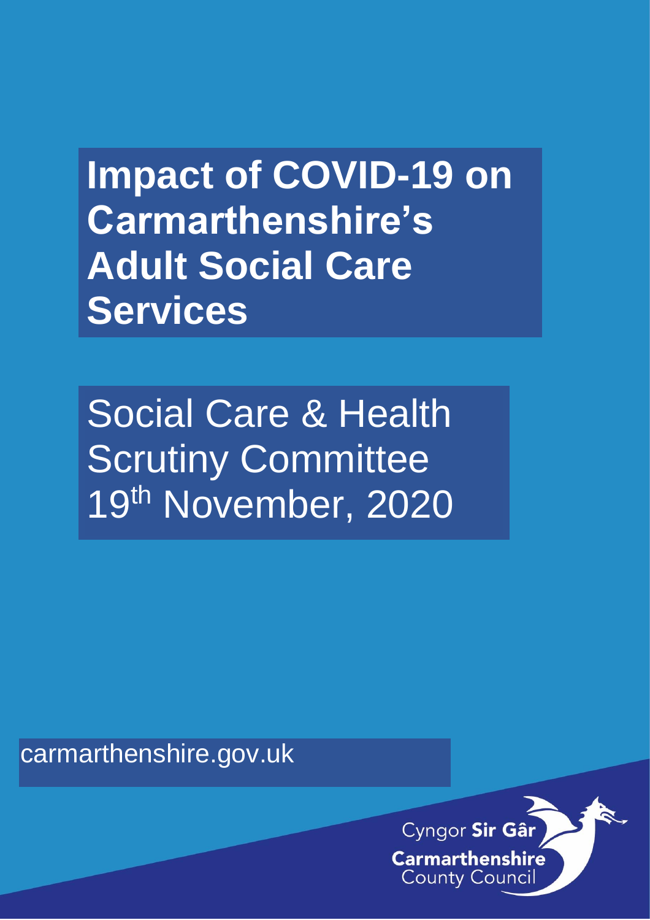# Impact of COVID-19 on Carmarthenshire's Adult Social Care Services

Social Care & Health Scrutiny Committee
19th November, 2020

carmarthenshire.gov.uk

Cyngor **Sir Gâr**
**Carmarthenshire**
County Council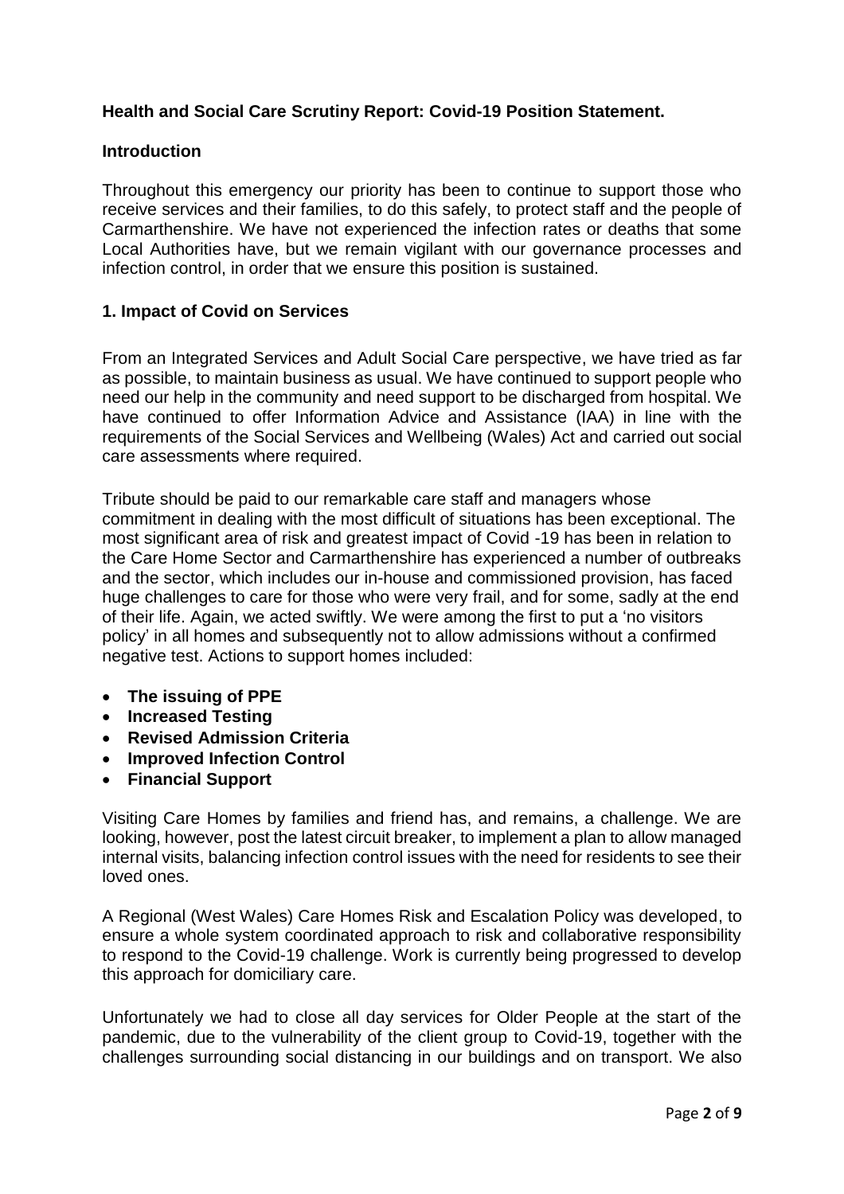## Health and Social Care Scrutiny Report: Covid-19 Position Statement.

### Introduction

Throughout this emergency our priority has been to continue to support those who receive services and their families, to do this safely, to protect staff and the people of Carmarthenshire. We have not experienced the infection rates or deaths that some Local Authorities have, but we remain vigilant with our governance processes and infection control, in order that we ensure this position is sustained.

### 1. Impact of Covid on Services

From an Integrated Services and Adult Social Care perspective, we have tried as far as possible, to maintain business as usual. We have continued to support people who need our help in the community and need support to be discharged from hospital. We have continued to offer Information Advice and Assistance (IAA) in line with the requirements of the Social Services and Wellbeing (Wales) Act and carried out social care assessments where required.

Tribute should be paid to our remarkable care staff and managers whose commitment in dealing with the most difficult of situations has been exceptional. The most significant area of risk and greatest impact of Covid -19 has been in relation to the Care Home Sector and Carmarthenshire has experienced a number of outbreaks and the sector, which includes our in-house and commissioned provision, has faced huge challenges to care for those who were very frail, and for some, sadly at the end of their life. Again, we acted swiftly. We were among the first to put a 'no visitors policy' in all homes and subsequently not to allow admissions without a confirmed negative test. Actions to support homes included:

- **The issuing of PPE**
- **Increased Testing**
- **Revised Admission Criteria**
- **Improved Infection Control**
- **Financial Support**

Visiting Care Homes by families and friend has, and remains, a challenge. We are looking, however, post the latest circuit breaker, to implement a plan to allow managed internal visits, balancing infection control issues with the need for residents to see their loved ones.

A Regional (West Wales) Care Homes Risk and Escalation Policy was developed, to ensure a whole system coordinated approach to risk and collaborative responsibility to respond to the Covid-19 challenge. Work is currently being progressed to develop this approach for domiciliary care.

Unfortunately we had to close all day services for Older People at the start of the pandemic, due to the vulnerability of the client group to Covid-19, together with the challenges surrounding social distancing in our buildings and on transport. We also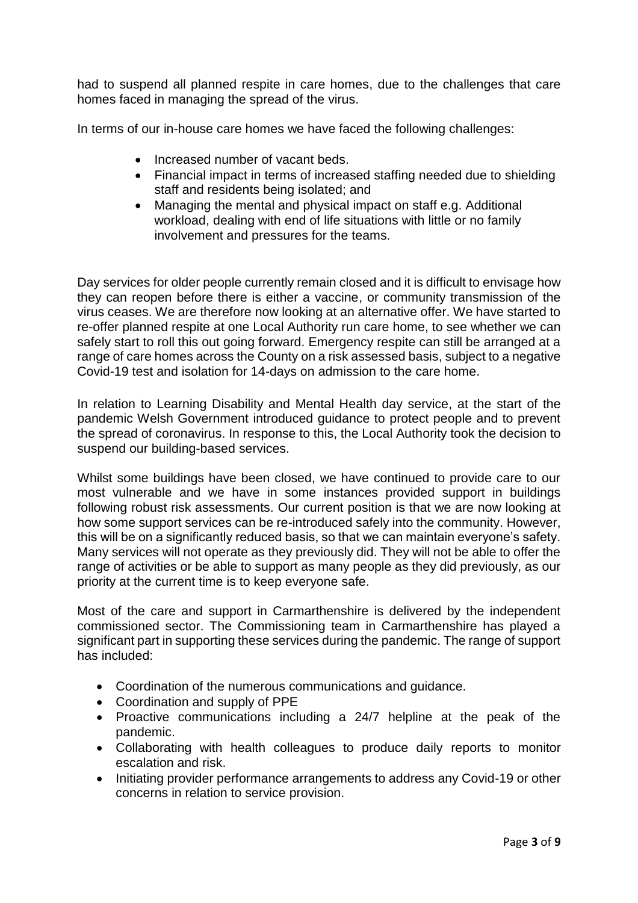had to suspend all planned respite in care homes, due to the challenges that care homes faced in managing the spread of the virus.

In terms of our in-house care homes we have faced the following challenges:

- Increased number of vacant beds.
- Financial impact in terms of increased staffing needed due to shielding staff and residents being isolated; and
- Managing the mental and physical impact on staff e.g. Additional workload, dealing with end of life situations with little or no family involvement and pressures for the teams.

Day services for older people currently remain closed and it is difficult to envisage how they can reopen before there is either a vaccine, or community transmission of the virus ceases. We are therefore now looking at an alternative offer. We have started to re-offer planned respite at one Local Authority run care home, to see whether we can safely start to roll this out going forward. Emergency respite can still be arranged at a range of care homes across the County on a risk assessed basis, subject to a negative Covid-19 test and isolation for 14-days on admission to the care home.

In relation to Learning Disability and Mental Health day service, at the start of the pandemic Welsh Government introduced guidance to protect people and to prevent the spread of coronavirus. In response to this, the Local Authority took the decision to suspend our building-based services.

Whilst some buildings have been closed, we have continued to provide care to our most vulnerable and we have in some instances provided support in buildings following robust risk assessments. Our current position is that we are now looking at how some support services can be re-introduced safely into the community. However, this will be on a significantly reduced basis, so that we can maintain everyone's safety. Many services will not operate as they previously did. They will not be able to offer the range of activities or be able to support as many people as they did previously, as our priority at the current time is to keep everyone safe.

Most of the care and support in Carmarthenshire is delivered by the independent commissioned sector. The Commissioning team in Carmarthenshire has played a significant part in supporting these services during the pandemic. The range of support has included:

- Coordination of the numerous communications and guidance.
- Coordination and supply of PPE
- Proactive communications including a 24/7 helpline at the peak of the pandemic.
- Collaborating with health colleagues to produce daily reports to monitor escalation and risk.
- Initiating provider performance arrangements to address any Covid-19 or other concerns in relation to service provision.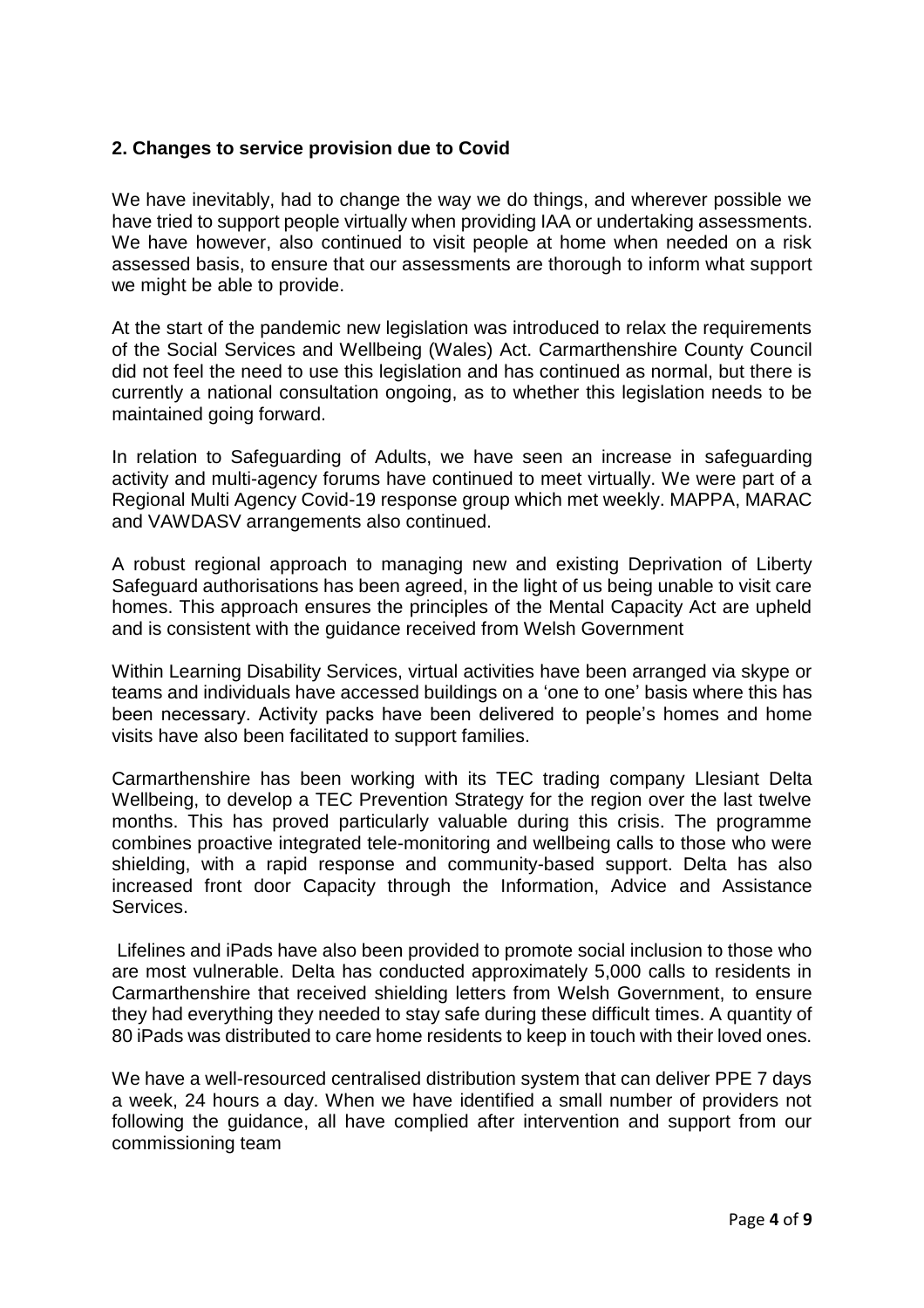## 2. Changes to service provision due to Covid

We have inevitably, had to change the way we do things, and wherever possible we have tried to support people virtually when providing IAA or undertaking assessments. We have however, also continued to visit people at home when needed on a risk assessed basis, to ensure that our assessments are thorough to inform what support we might be able to provide.

At the start of the pandemic new legislation was introduced to relax the requirements of the Social Services and Wellbeing (Wales) Act. Carmarthenshire County Council did not feel the need to use this legislation and has continued as normal, but there is currently a national consultation ongoing, as to whether this legislation needs to be maintained going forward.

In relation to Safeguarding of Adults, we have seen an increase in safeguarding activity and multi-agency forums have continued to meet virtually. We were part of a Regional Multi Agency Covid-19 response group which met weekly. MAPPA, MARAC and VAWDASV arrangements also continued.

A robust regional approach to managing new and existing Deprivation of Liberty Safeguard authorisations has been agreed, in the light of us being unable to visit care homes. This approach ensures the principles of the Mental Capacity Act are upheld and is consistent with the guidance received from Welsh Government

Within Learning Disability Services, virtual activities have been arranged via skype or teams and individuals have accessed buildings on a 'one to one' basis where this has been necessary. Activity packs have been delivered to people's homes and home visits have also been facilitated to support families.

Carmarthenshire has been working with its TEC trading company Llesiant Delta Wellbeing, to develop a TEC Prevention Strategy for the region over the last twelve months. This has proved particularly valuable during this crisis. The programme combines proactive integrated tele-monitoring and wellbeing calls to those who were shielding, with a rapid response and community-based support. Delta has also increased front door Capacity through the Information, Advice and Assistance Services.

Lifelines and iPads have also been provided to promote social inclusion to those who are most vulnerable. Delta has conducted approximately 5,000 calls to residents in Carmarthenshire that received shielding letters from Welsh Government, to ensure they had everything they needed to stay safe during these difficult times. A quantity of 80 iPads was distributed to care home residents to keep in touch with their loved ones.

We have a well-resourced centralised distribution system that can deliver PPE 7 days a week, 24 hours a day. When we have identified a small number of providers not following the guidance, all have complied after intervention and support from our commissioning team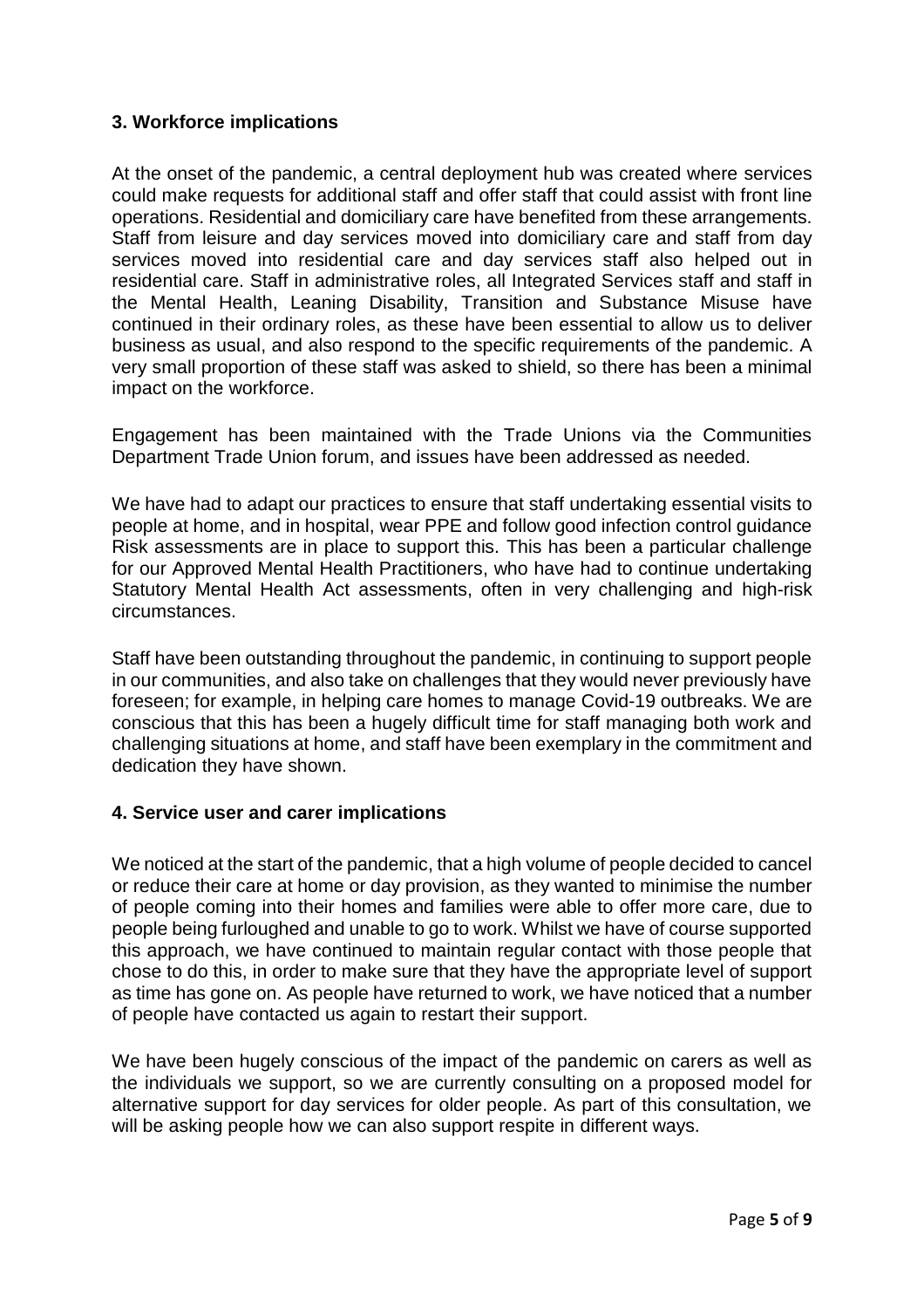## 3. Workforce implications

At the onset of the pandemic, a central deployment hub was created where services could make requests for additional staff and offer staff that could assist with front line operations. Residential and domiciliary care have benefited from these arrangements. Staff from leisure and day services moved into domiciliary care and staff from day services moved into residential care and day services staff also helped out in residential care. Staff in administrative roles, all Integrated Services staff and staff in the Mental Health, Leaning Disability, Transition and Substance Misuse have continued in their ordinary roles, as these have been essential to allow us to deliver business as usual, and also respond to the specific requirements of the pandemic. A very small proportion of these staff was asked to shield, so there has been a minimal impact on the workforce.

Engagement has been maintained with the Trade Unions via the Communities Department Trade Union forum, and issues have been addressed as needed.

We have had to adapt our practices to ensure that staff undertaking essential visits to people at home, and in hospital, wear PPE and follow good infection control guidance Risk assessments are in place to support this. This has been a particular challenge for our Approved Mental Health Practitioners, who have had to continue undertaking Statutory Mental Health Act assessments, often in very challenging and high-risk circumstances.

Staff have been outstanding throughout the pandemic, in continuing to support people in our communities, and also take on challenges that they would never previously have foreseen; for example, in helping care homes to manage Covid-19 outbreaks. We are conscious that this has been a hugely difficult time for staff managing both work and challenging situations at home, and staff have been exemplary in the commitment and dedication they have shown.

## 4. Service user and carer implications

We noticed at the start of the pandemic, that a high volume of people decided to cancel or reduce their care at home or day provision, as they wanted to minimise the number of people coming into their homes and families were able to offer more care, due to people being furloughed and unable to go to work. Whilst we have of course supported this approach, we have continued to maintain regular contact with those people that chose to do this, in order to make sure that they have the appropriate level of support as time has gone on. As people have returned to work, we have noticed that a number of people have contacted us again to restart their support.

We have been hugely conscious of the impact of the pandemic on carers as well as the individuals we support, so we are currently consulting on a proposed model for alternative support for day services for older people. As part of this consultation, we will be asking people how we can also support respite in different ways.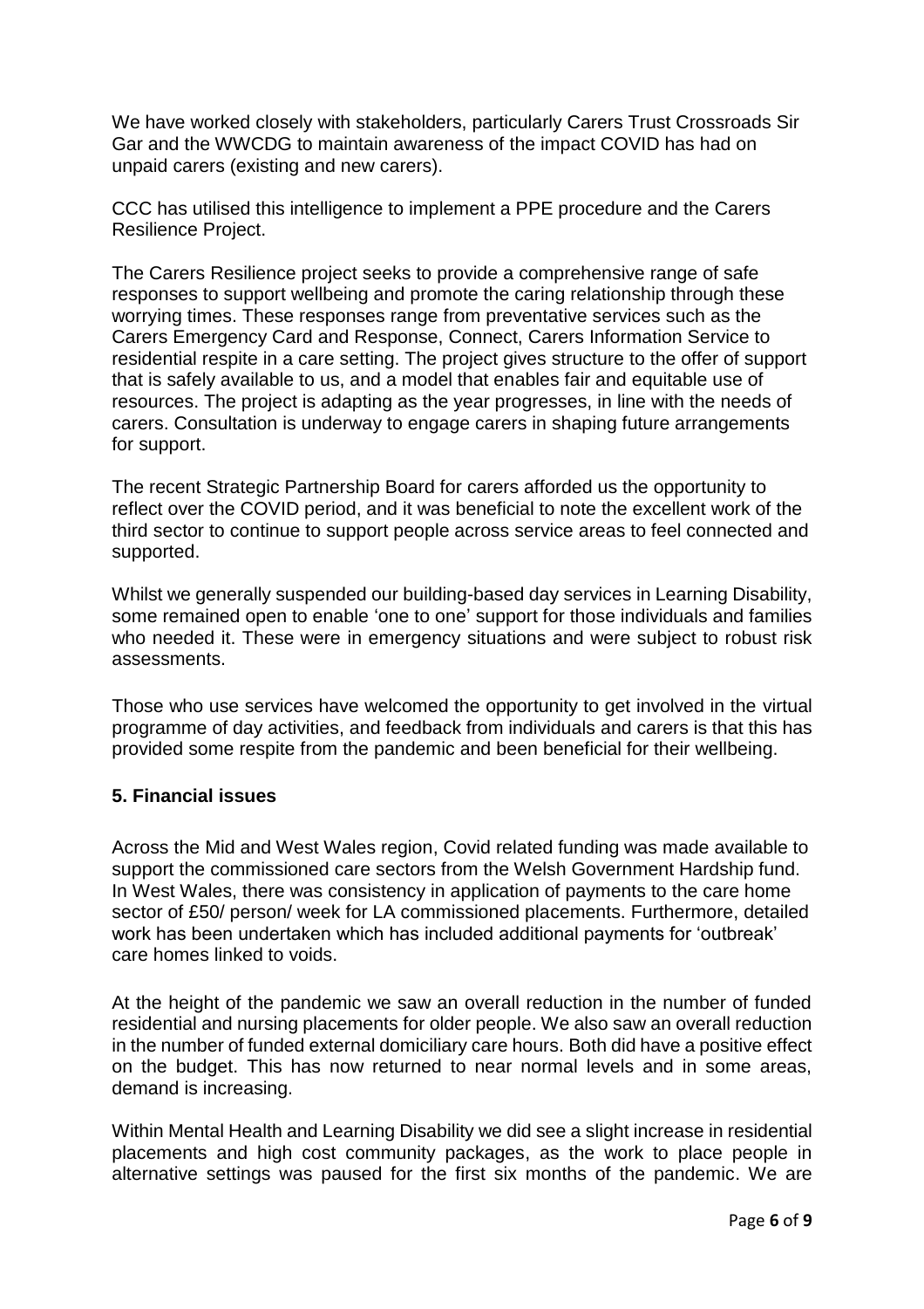We have worked closely with stakeholders, particularly Carers Trust Crossroads Sir Gar and the WWCDG to maintain awareness of the impact COVID has had on unpaid carers (existing and new carers).

CCC has utilised this intelligence to implement a PPE procedure and the Carers Resilience Project.

The Carers Resilience project seeks to provide a comprehensive range of safe responses to support wellbeing and promote the caring relationship through these worrying times. These responses range from preventative services such as the Carers Emergency Card and Response, Connect, Carers Information Service to residential respite in a care setting. The project gives structure to the offer of support that is safely available to us, and a model that enables fair and equitable use of resources. The project is adapting as the year progresses, in line with the needs of carers. Consultation is underway to engage carers in shaping future arrangements for support.

The recent Strategic Partnership Board for carers afforded us the opportunity to reflect over the COVID period, and it was beneficial to note the excellent work of the third sector to continue to support people across service areas to feel connected and supported.

Whilst we generally suspended our building-based day services in Learning Disability, some remained open to enable 'one to one' support for those individuals and families who needed it. These were in emergency situations and were subject to robust risk assessments.

Those who use services have welcomed the opportunity to get involved in the virtual programme of day activities, and feedback from individuals and carers is that this has provided some respite from the pandemic and been beneficial for their wellbeing.

## 5. Financial issues

Across the Mid and West Wales region, Covid related funding was made available to support the commissioned care sectors from the Welsh Government Hardship fund. In West Wales, there was consistency in application of payments to the care home sector of £50/ person/ week for LA commissioned placements. Furthermore, detailed work has been undertaken which has included additional payments for 'outbreak' care homes linked to voids.

At the height of the pandemic we saw an overall reduction in the number of funded residential and nursing placements for older people. We also saw an overall reduction in the number of funded external domiciliary care hours. Both did have a positive effect on the budget. This has now returned to near normal levels and in some areas, demand is increasing.

Within Mental Health and Learning Disability we did see a slight increase in residential placements and high cost community packages, as the work to place people in alternative settings was paused for the first six months of the pandemic. We are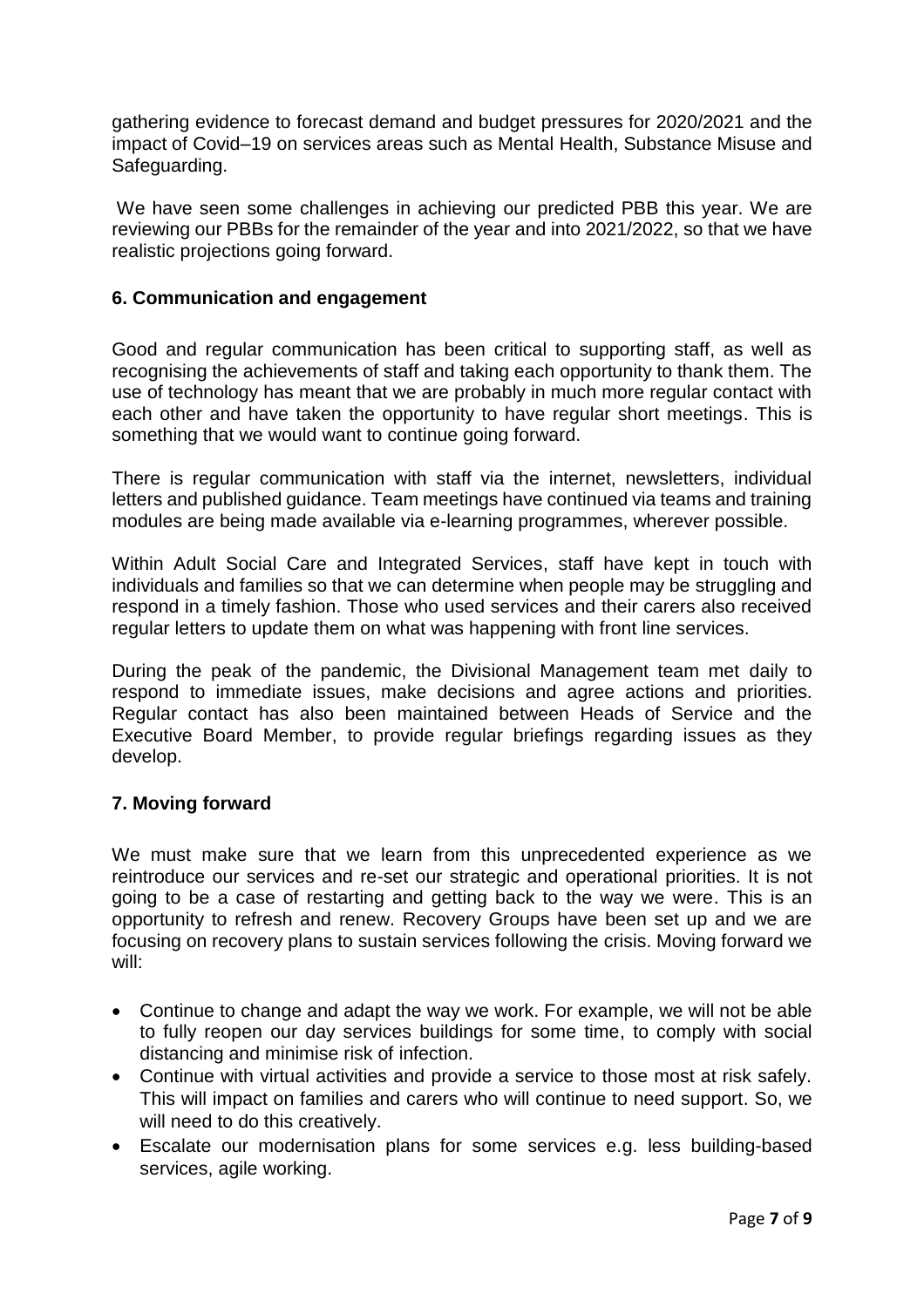gathering evidence to forecast demand and budget pressures for 2020/2021 and the impact of Covid–19 on services areas such as Mental Health, Substance Misuse and Safeguarding.

We have seen some challenges in achieving our predicted PBB this year. We are reviewing our PBBs for the remainder of the year and into 2021/2022, so that we have realistic projections going forward.

## 6. Communication and engagement

Good and regular communication has been critical to supporting staff, as well as recognising the achievements of staff and taking each opportunity to thank them. The use of technology has meant that we are probably in much more regular contact with each other and have taken the opportunity to have regular short meetings. This is something that we would want to continue going forward.

There is regular communication with staff via the internet, newsletters, individual letters and published guidance. Team meetings have continued via teams and training modules are being made available via e-learning programmes, wherever possible.

Within Adult Social Care and Integrated Services, staff have kept in touch with individuals and families so that we can determine when people may be struggling and respond in a timely fashion. Those who used services and their carers also received regular letters to update them on what was happening with front line services.

During the peak of the pandemic, the Divisional Management team met daily to respond to immediate issues, make decisions and agree actions and priorities. Regular contact has also been maintained between Heads of Service and the Executive Board Member, to provide regular briefings regarding issues as they develop.

## 7. Moving forward

We must make sure that we learn from this unprecedented experience as we reintroduce our services and re-set our strategic and operational priorities. It is not going to be a case of restarting and getting back to the way we were. This is an opportunity to refresh and renew. Recovery Groups have been set up and we are focusing on recovery plans to sustain services following the crisis. Moving forward we will:

- Continue to change and adapt the way we work. For example, we will not be able to fully reopen our day services buildings for some time, to comply with social distancing and minimise risk of infection.
- Continue with virtual activities and provide a service to those most at risk safely. This will impact on families and carers who will continue to need support. So, we will need to do this creatively.
- Escalate our modernisation plans for some services e.g. less building-based services, agile working.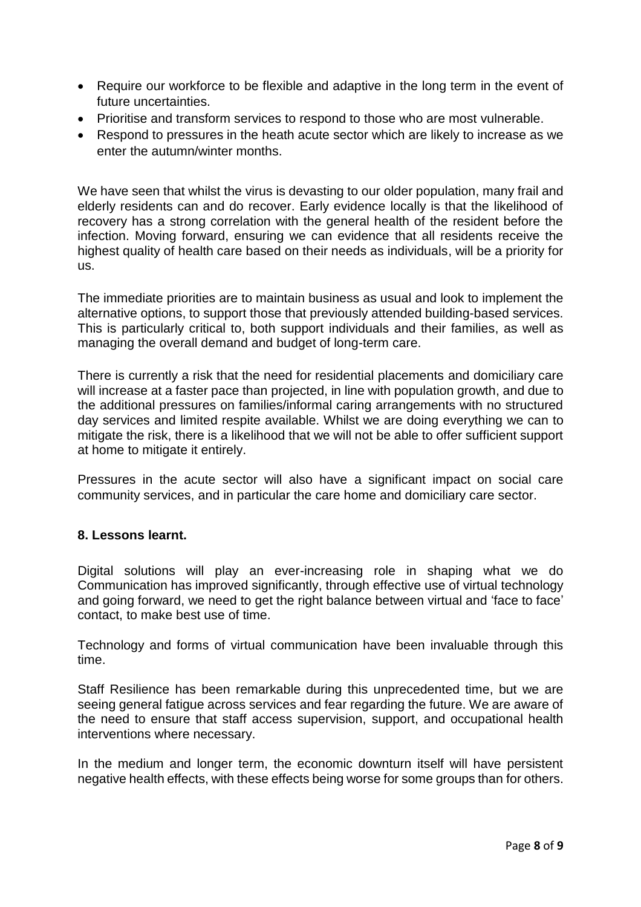- Require our workforce to be flexible and adaptive in the long term in the event of future uncertainties.
- Prioritise and transform services to respond to those who are most vulnerable.
- Respond to pressures in the heath acute sector which are likely to increase as we enter the autumn/winter months.

We have seen that whilst the virus is devasting to our older population, many frail and elderly residents can and do recover. Early evidence locally is that the likelihood of recovery has a strong correlation with the general health of the resident before the infection. Moving forward, ensuring we can evidence that all residents receive the highest quality of health care based on their needs as individuals, will be a priority for us.

The immediate priorities are to maintain business as usual and look to implement the alternative options, to support those that previously attended building-based services. This is particularly critical to, both support individuals and their families, as well as managing the overall demand and budget of long-term care.

There is currently a risk that the need for residential placements and domiciliary care will increase at a faster pace than projected, in line with population growth, and due to the additional pressures on families/informal caring arrangements with no structured day services and limited respite available. Whilst we are doing everything we can to mitigate the risk, there is a likelihood that we will not be able to offer sufficient support at home to mitigate it entirely.

Pressures in the acute sector will also have a significant impact on social care community services, and in particular the care home and domiciliary care sector.

## 8. Lessons learnt.

Digital solutions will play an ever-increasing role in shaping what we do Communication has improved significantly, through effective use of virtual technology and going forward, we need to get the right balance between virtual and 'face to face' contact, to make best use of time.

Technology and forms of virtual communication have been invaluable through this time.

Staff Resilience has been remarkable during this unprecedented time, but we are seeing general fatigue across services and fear regarding the future. We are aware of the need to ensure that staff access supervision, support, and occupational health interventions where necessary.

In the medium and longer term, the economic downturn itself will have persistent negative health effects, with these effects being worse for some groups than for others.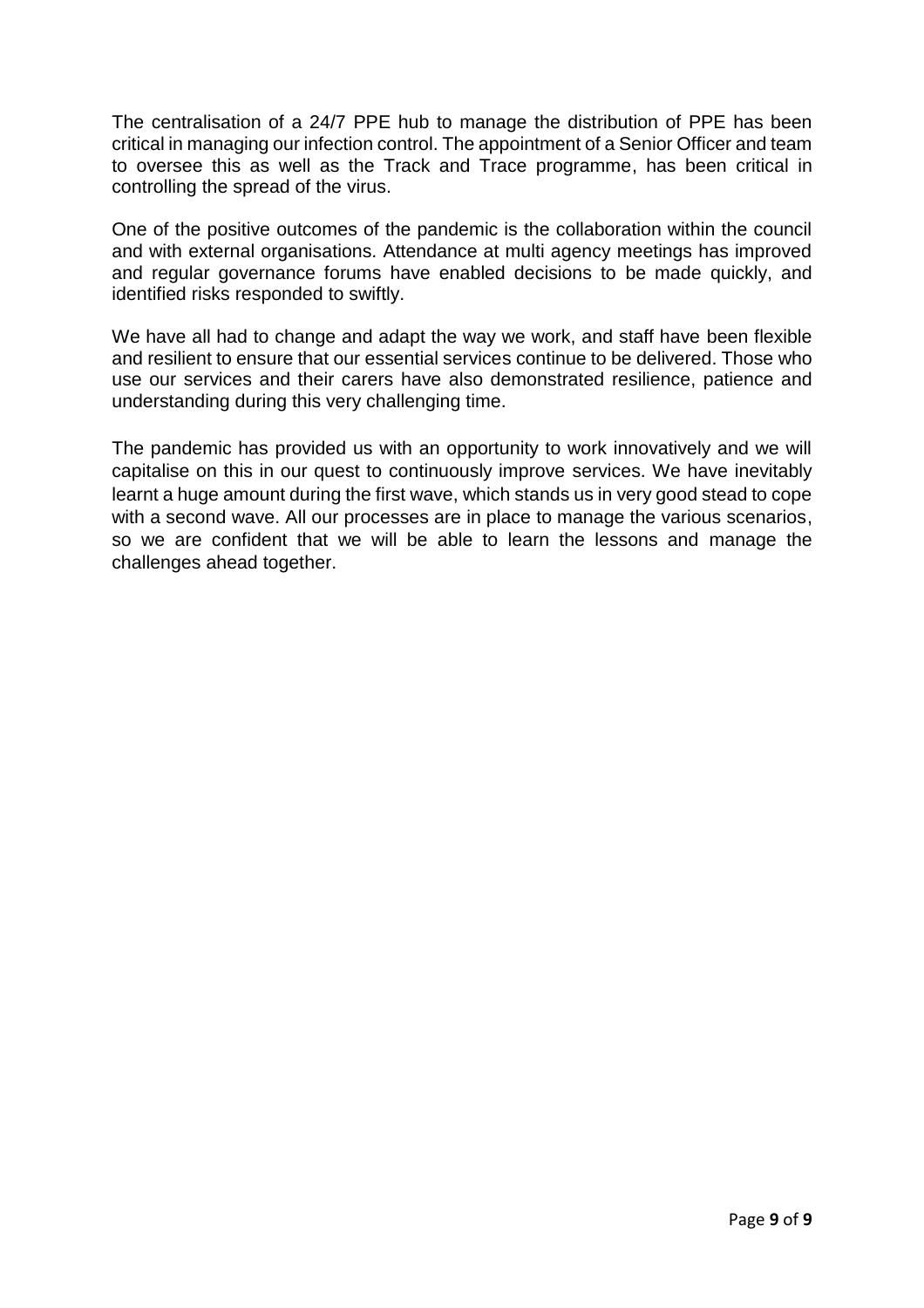The centralisation of a 24/7 PPE hub to manage the distribution of PPE has been critical in managing our infection control. The appointment of a Senior Officer and team to oversee this as well as the Track and Trace programme, has been critical in controlling the spread of the virus.

One of the positive outcomes of the pandemic is the collaboration within the council and with external organisations. Attendance at multi agency meetings has improved and regular governance forums have enabled decisions to be made quickly, and identified risks responded to swiftly.

We have all had to change and adapt the way we work, and staff have been flexible and resilient to ensure that our essential services continue to be delivered. Those who use our services and their carers have also demonstrated resilience, patience and understanding during this very challenging time.

The pandemic has provided us with an opportunity to work innovatively and we will capitalise on this in our quest to continuously improve services. We have inevitably learnt a huge amount during the first wave, which stands us in very good stead to cope with a second wave. All our processes are in place to manage the various scenarios, so we are confident that we will be able to learn the lessons and manage the challenges ahead together.